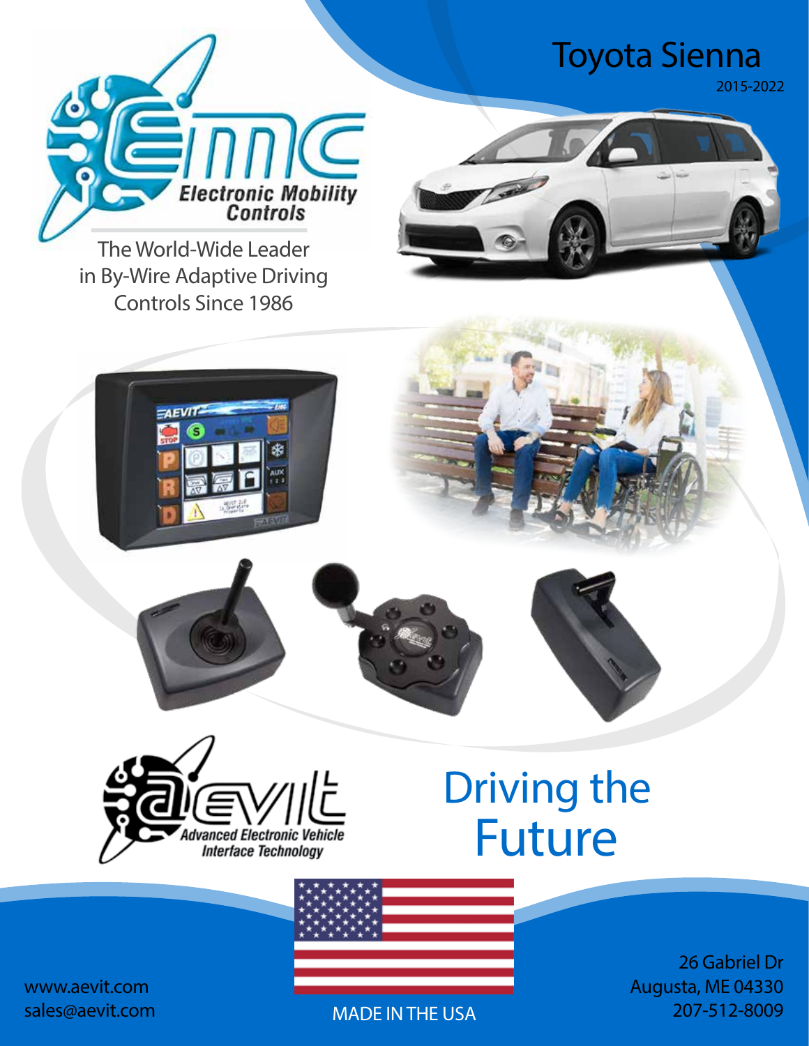# Toyota Sienna

2015-2022

**EMC Electronic Mobility Controls**

The World-Wide Leader in By-Wire Adaptive Driving Controls Since 1986

**AEVIT** Advanced Electronic Vehicle Interface Technology

## Driving the Future

MADE IN THE USA

www.aevit.com
sales@aevit.com

26 Gabriel Dr
Augusta, ME 04330
207-512-8009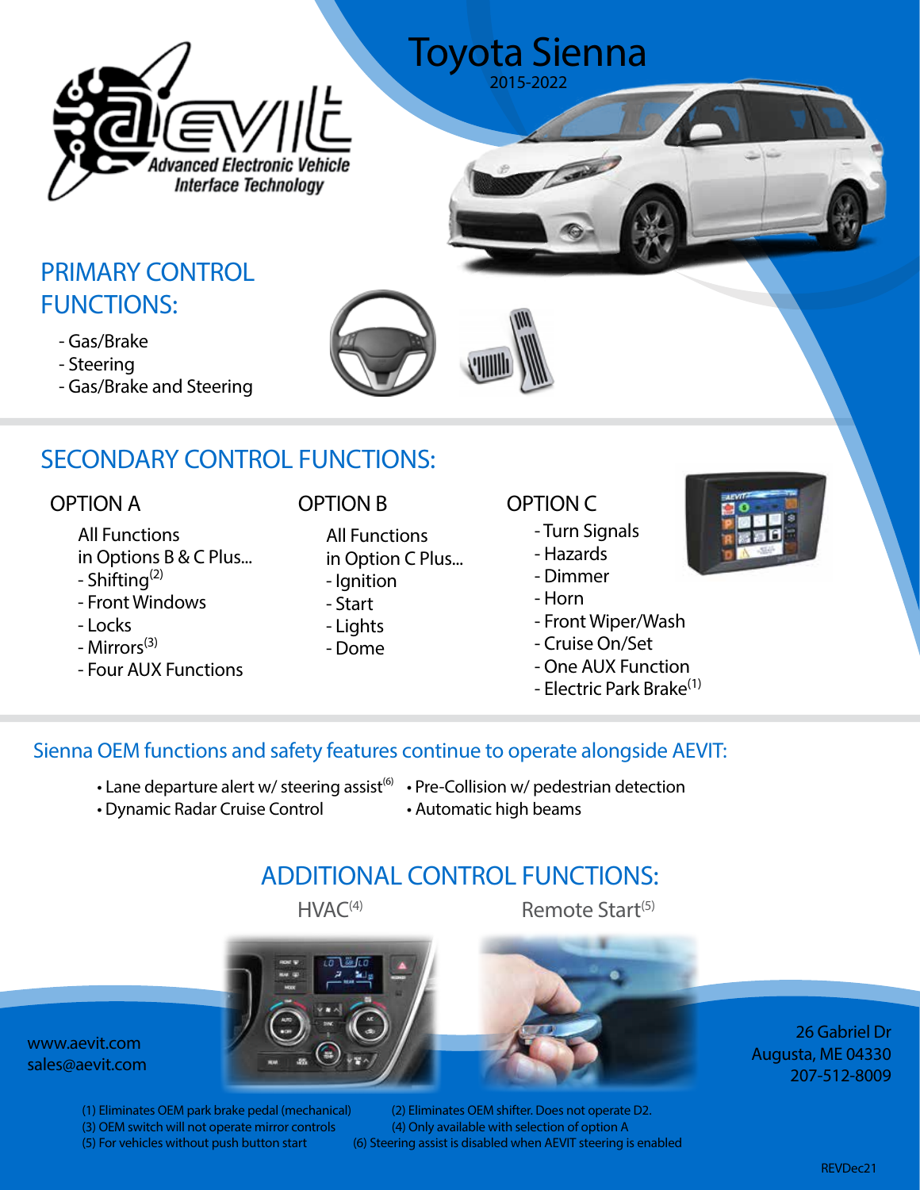Advanced Electronic Vehicle Interface Technology

# Toyota Sienna

2015-2022

## PRIMARY CONTROL FUNCTIONS:

- Gas/Brake
- Steering
- Gas/Brake and Steering

## SECONDARY CONTROL FUNCTIONS:

### OPTION A

All Functions in Options B & C Plus...

- Shifting[2]
- Front Windows
- Locks
- Mirrors[3]
- Four AUX Functions

### OPTION B

All Functions in Option C Plus...

- Ignition
- Start
- Lights
- Dome

### OPTION C

- Turn Signals
- Hazards
- Dimmer
- Horn
- Front Wiper/Wash
- Cruise On/Set
- One AUX Function
- Electric Park Brake[1]

Sienna OEM functions and safety features continue to operate alongside AEVIT:

- Lane departure alert w/ steering assist[6]
- Dynamic Radar Cruise Control
- Pre-Collision w/ pedestrian detection
- Automatic high beams

## ADDITIONAL CONTROL FUNCTIONS:

HVAC[4]

Remote Start[5]

www.aevit.com
sales@aevit.com

26 Gabriel Dr
Augusta, ME 04330
207-512-8009

(1) Eliminates OEM park brake pedal (mechanical)
(2) Eliminates OEM shifter. Does not operate D2.
(3) OEM switch will not operate mirror controls
(4) Only available with selection of option A
(5) For vehicles without push button start
(6) Steering assist is disabled when AEVIT steering is enabled

REVDec21